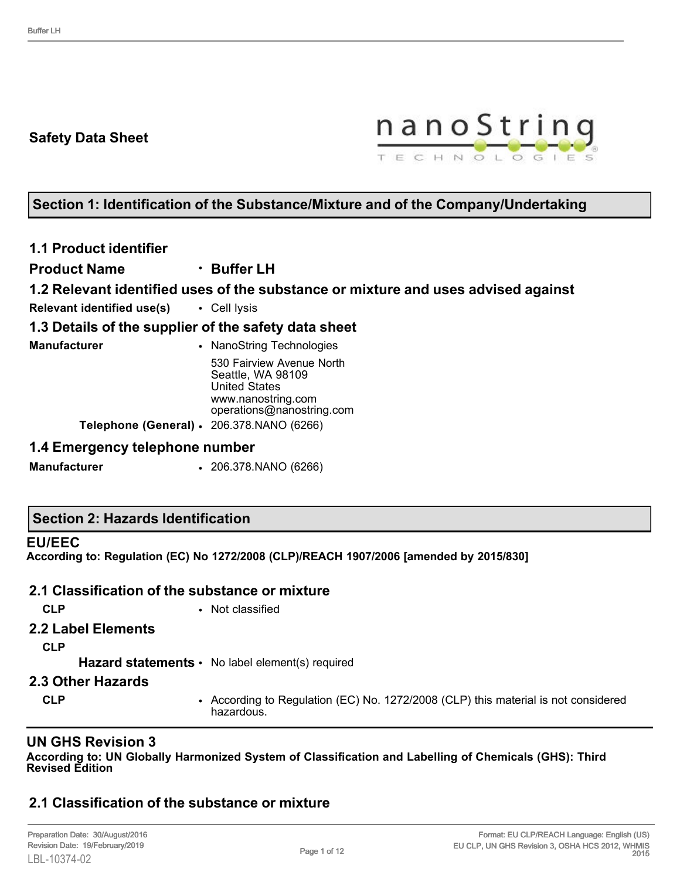## Safety Data Sheet

## Section 1: Identification of the Substance/Mixture and of the Company/Undertaking

### 1.1 Product identifier

**Product Name** • **Buffer LH**

### 1.2 Relevant identified uses of the substance or mixture and uses advised against

**Relevant identified use(s)** • Cell lysis

### 1.3 Details of the supplier of the safety data sheet

**Manufacturer** • NanoString Technologies

530 Fairview Avenue North
Seattle, WA 98109
United States
www.nanostring.com
operations@nanostring.com

**Telephone (General)** • 206.378.NANO (6266)

### 1.4 Emergency telephone number

**Manufacturer** • 206.378.NANO (6266)

## Section 2: Hazards Identification

### EU/EEC

**According to: Regulation (EC) No 1272/2008 (CLP)/REACH 1907/2006 [amended by 2015/830]**

### 2.1 Classification of the substance or mixture

**CLP** • Not classified

### 2.2 Label Elements

**CLP**

**Hazard statements** • No label element(s) required

### 2.3 Other Hazards

**CLP** • According to Regulation (EC) No. 1272/2008 (CLP) this material is not considered hazardous.

### UN GHS Revision 3

**According to: UN Globally Harmonized System of Classification and Labelling of Chemicals (GHS): Third Revised Edition**

### 2.1 Classification of the substance or mixture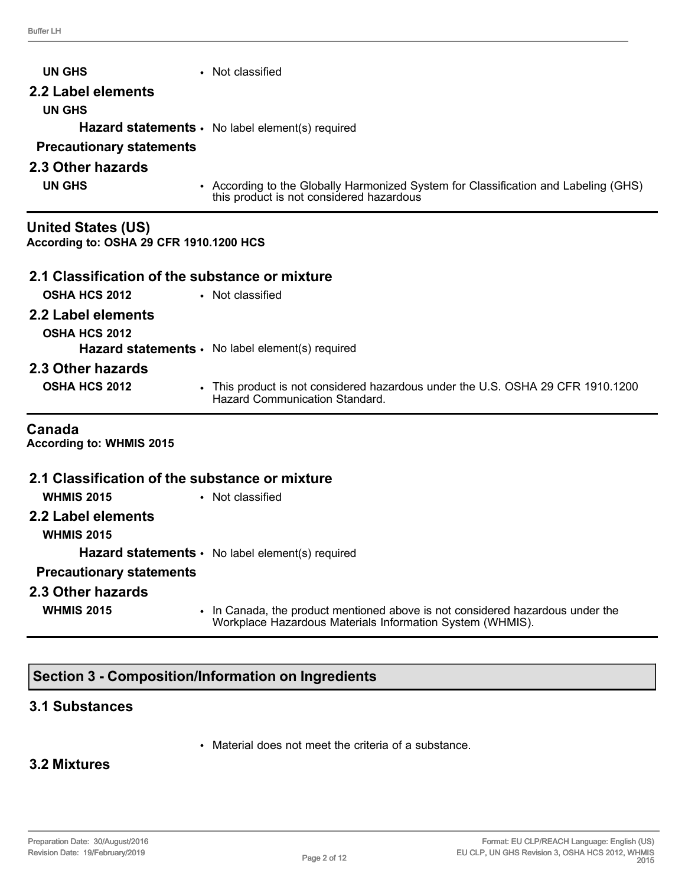**UN GHS** • Not classified

### 2.2 Label elements

**UN GHS**

**Hazard statements** • No label element(s) required

**Precautionary statements**

### 2.3 Other hazards

**UN GHS** • According to the Globally Harmonized System for Classification and Labeling (GHS) this product is not considered hazardous

## United States (US)

**According to: OSHA 29 CFR 1910.1200 HCS**

### 2.1 Classification of the substance or mixture

**OSHA HCS 2012** • Not classified

### 2.2 Label elements

**OSHA HCS 2012**

**Hazard statements** • No label element(s) required

### 2.3 Other hazards

**OSHA HCS 2012** • This product is not considered hazardous under the U.S. OSHA 29 CFR 1910.1200 Hazard Communication Standard.

## Canada

**According to: WHMIS 2015**

### 2.1 Classification of the substance or mixture

**WHMIS 2015** • Not classified

### 2.2 Label elements

**WHMIS 2015**

**Hazard statements** • No label element(s) required

**Precautionary statements**

### 2.3 Other hazards

**WHMIS 2015** • In Canada, the product mentioned above is not considered hazardous under the Workplace Hazardous Materials Information System (WHMIS).

## Section 3 - Composition/Information on Ingredients

### 3.1 Substances

• Material does not meet the criteria of a substance.

### 3.2 Mixtures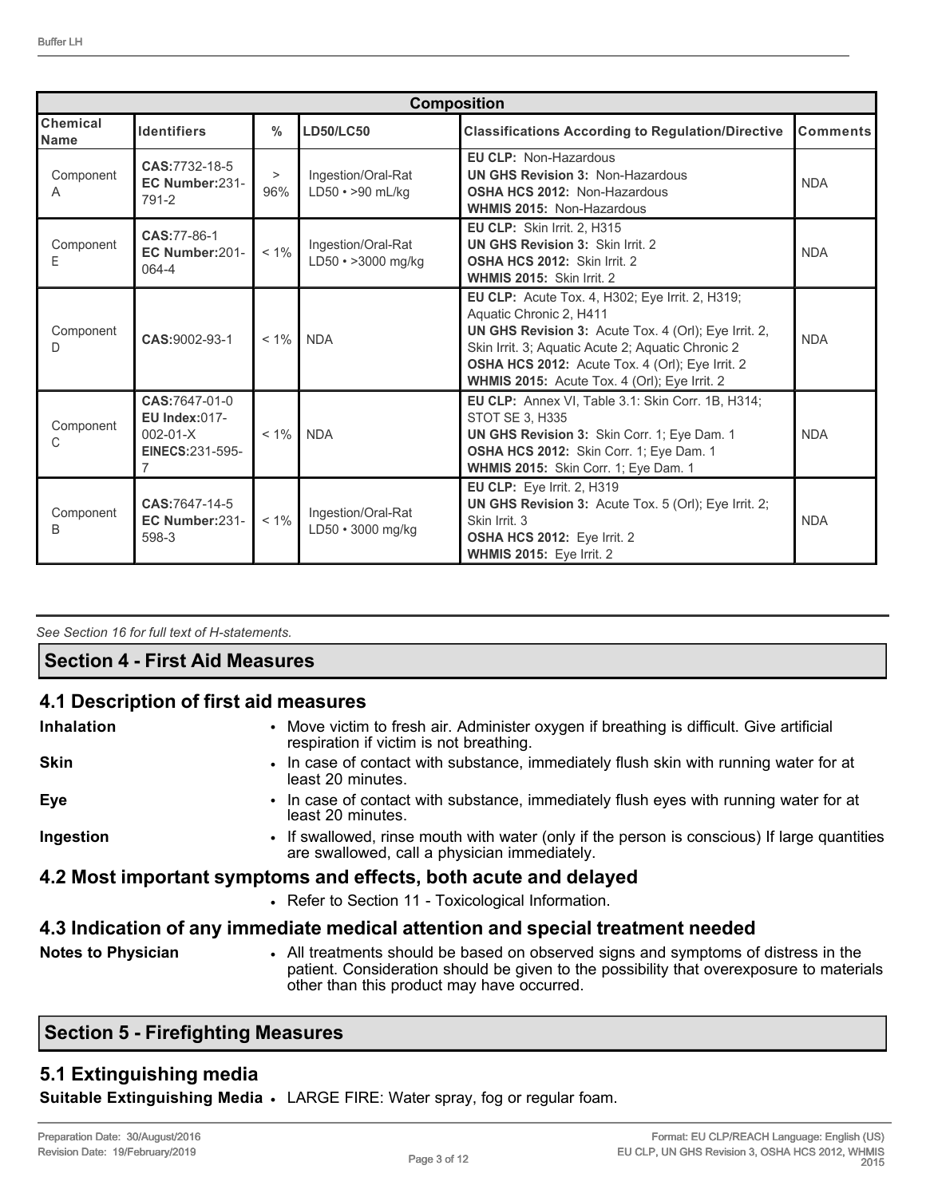| Composition | | | | | |
|---|---|---|---|---|---|
| **Chemical Name** | **Identifiers** | **%** | **LD50/LC50** | **Classifications According to Regulation/Directive** | **Comments** |
| Component A | **CAS:**7732-18-5 **EC Number:**231-791-2 | > 96% | Ingestion/Oral-Rat LD50 • >90 mL/kg | **EU CLP:** Non-Hazardous **UN GHS Revision 3:** Non-Hazardous **OSHA HCS 2012:** Non-Hazardous **WHMIS 2015:** Non-Hazardous | NDA |
| Component E | **CAS:**77-86-1 **EC Number:**201-064-4 | < 1% | Ingestion/Oral-Rat LD50 • >3000 mg/kg | **EU CLP:** Skin Irrit. 2, H315 **UN GHS Revision 3:** Skin Irrit. 2 **OSHA HCS 2012:** Skin Irrit. 2 **WHMIS 2015:** Skin Irrit. 2 | NDA |
| Component D | **CAS:**9002-93-1 | < 1% | NDA | **EU CLP:** Acute Tox. 4, H302; Eye Irrit. 2, H319; Aquatic Chronic 2, H411 **UN GHS Revision 3:** Acute Tox. 4 (Orl); Eye Irrit. 2, Skin Irrit. 3; Aquatic Acute 2; Aquatic Chronic 2 **OSHA HCS 2012:** Acute Tox. 4 (Orl); Eye Irrit. 2 **WHMIS 2015:** Acute Tox. 4 (Orl); Eye Irrit. 2 | NDA |
| Component C | **CAS:**7647-01-0 **EU Index:**017-002-01-X **EINECS:**231-595-7 | < 1% | NDA | **EU CLP:** Annex VI, Table 3.1: Skin Corr. 1B, H314; STOT SE 3, H335 **UN GHS Revision 3:** Skin Corr. 1; Eye Dam. 1 **OSHA HCS 2012:** Skin Corr. 1; Eye Dam. 1 **WHMIS 2015:** Skin Corr. 1; Eye Dam. 1 | NDA |
| Component B | **CAS:**7647-14-5 **EC Number:**231-598-3 | < 1% | Ingestion/Oral-Rat LD50 • 3000 mg/kg | **EU CLP:** Eye Irrit. 2, H319 **UN GHS Revision 3:** Acute Tox. 5 (Orl); Eye Irrit. 2; Skin Irrit. 3 **OSHA HCS 2012:** Eye Irrit. 2 **WHMIS 2015:** Eye Irrit. 2 | NDA |

*See Section 16 for full text of H-statements.*

## Section 4 - First Aid Measures

### 4.1 Description of first aid measures

**Inhalation**
- Move victim to fresh air. Administer oxygen if breathing is difficult. Give artificial respiration if victim is not breathing.

**Skin**
- In case of contact with substance, immediately flush skin with running water for at least 20 minutes.

**Eye**
- In case of contact with substance, immediately flush eyes with running water for at least 20 minutes.

**Ingestion**
- If swallowed, rinse mouth with water (only if the person is conscious) If large quantities are swallowed, call a physician immediately.

### 4.2 Most important symptoms and effects, both acute and delayed

- Refer to Section 11 - Toxicological Information.

### 4.3 Indication of any immediate medical attention and special treatment needed

**Notes to Physician**
- All treatments should be based on observed signs and symptoms of distress in the patient. Consideration should be given to the possibility that overexposure to materials other than this product may have occurred.

## Section 5 - Firefighting Measures

### 5.1 Extinguishing media

**Suitable Extinguishing Media**
- LARGE FIRE: Water spray, fog or regular foam.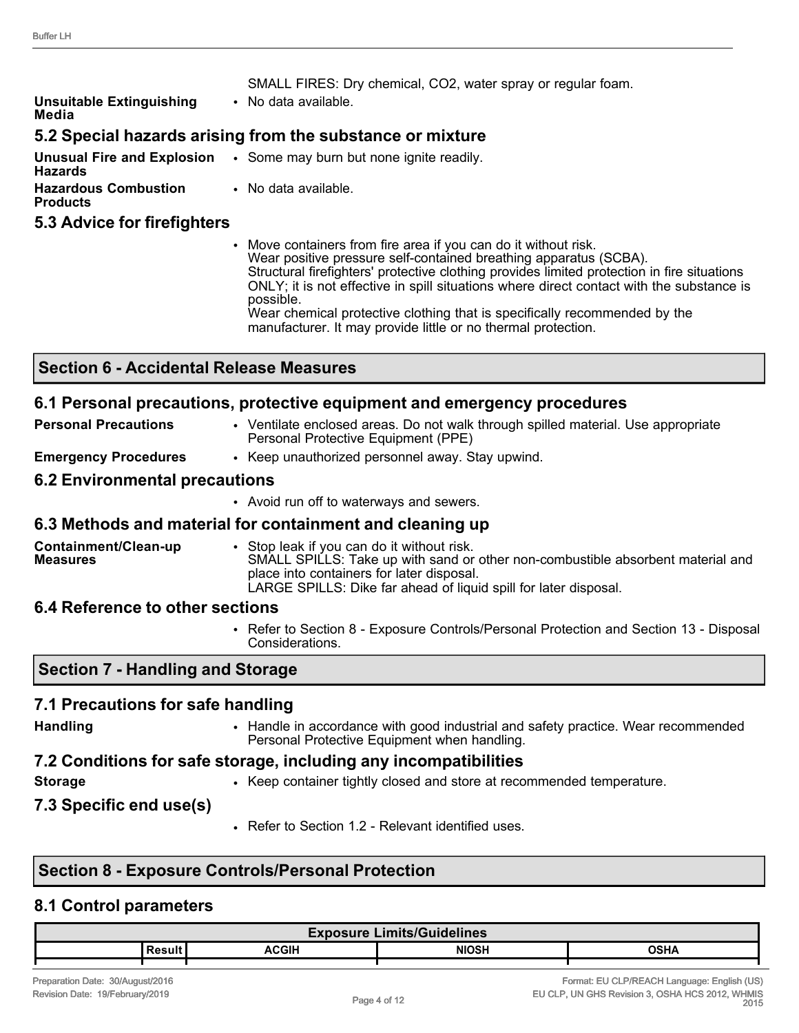SMALL FIRES: Dry chemical, $CO_2$, water spray or regular foam.

**Unsuitable Extinguishing Media**
- No data available.

## 5.2 Special hazards arising from the substance or mixture

**Unusual Fire and Explosion Hazards**
- Some may burn but none ignite readily.

**Hazardous Combustion Products**
- No data available.

## 5.3 Advice for firefighters

- Move containers from fire area if you can do it without risk.
  Wear positive pressure self-contained breathing apparatus (SCBA).
  Structural firefighters' protective clothing provides limited protection in fire situations ONLY; it is not effective in spill situations where direct contact with the substance is possible.
  Wear chemical protective clothing that is specifically recommended by the manufacturer. It may provide little or no thermal protection.

# Section 6 - Accidental Release Measures

## 6.1 Personal precautions, protective equipment and emergency procedures

**Personal Precautions**
- Ventilate enclosed areas. Do not walk through spilled material. Use appropriate Personal Protective Equipment (PPE)

**Emergency Procedures**
- Keep unauthorized personnel away. Stay upwind.

## 6.2 Environmental precautions

- Avoid run off to waterways and sewers.

## 6.3 Methods and material for containment and cleaning up

**Containment/Clean-up Measures**
- Stop leak if you can do it without risk.
  SMALL SPILLS: Take up with sand or other non-combustible absorbent material and place into containers for later disposal.
  LARGE SPILLS: Dike far ahead of liquid spill for later disposal.

## 6.4 Reference to other sections

- Refer to Section 8 - Exposure Controls/Personal Protection and Section 13 - Disposal Considerations.

# Section 7 - Handling and Storage

## 7.1 Precautions for safe handling

**Handling**
- Handle in accordance with good industrial and safety practice. Wear recommended Personal Protective Equipment when handling.

## 7.2 Conditions for safe storage, including any incompatibilities

**Storage**
- Keep container tightly closed and store at recommended temperature.

## 7.3 Specific end use(s)

- Refer to Section 1.2 - Relevant identified uses.

# Section 8 - Exposure Controls/Personal Protection

## 8.1 Control parameters

| Exposure Limits/Guidelines | | | | |
|---|---|---|---|---|
| | Result | ACGIH | NIOSH | OSHA |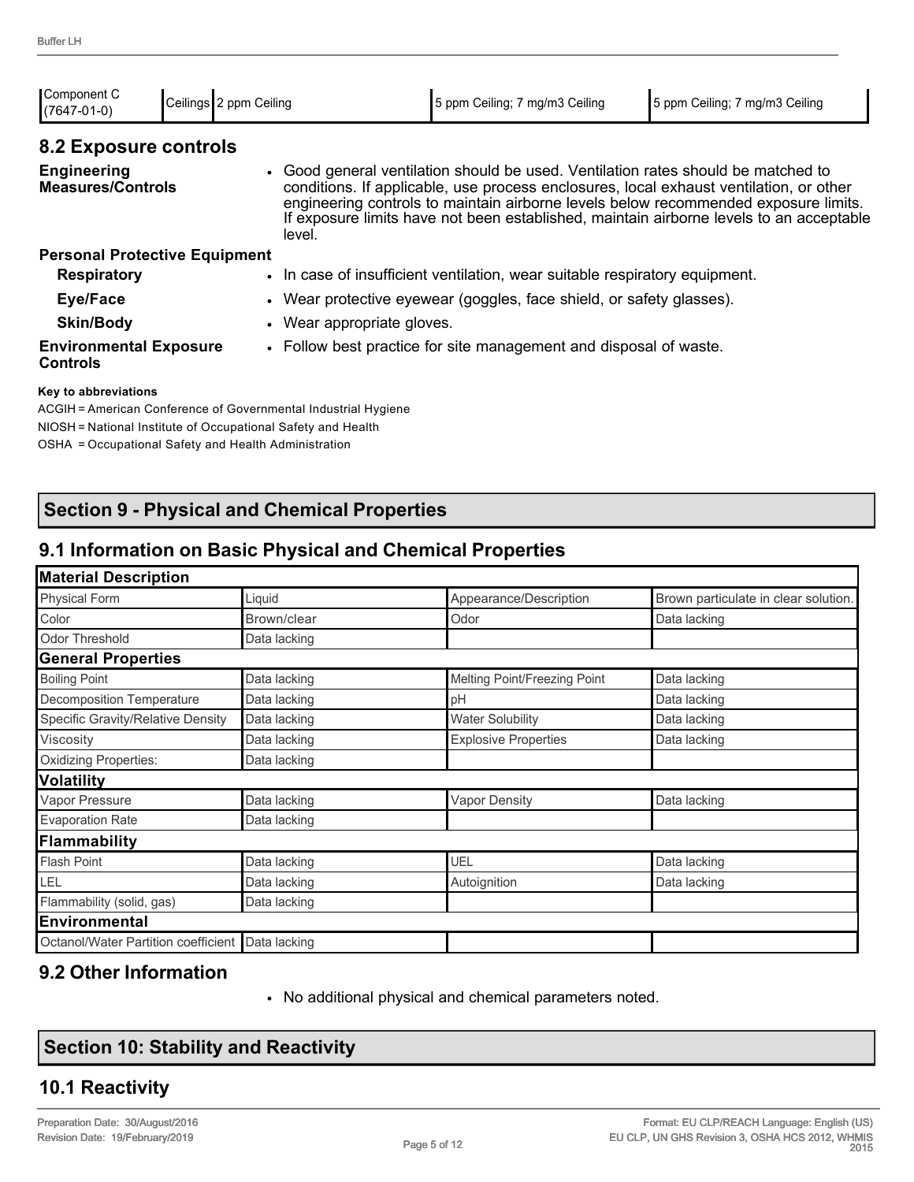| Component C (7647-01-0) | Ceilings | 2 ppm Ceiling | 5 ppm Ceiling; 7 mg/m3 Ceiling | 5 ppm Ceiling; 7 mg/m3 Ceiling |
|---|---|---|---|---|

## 8.2 Exposure controls

**Engineering Measures/Controls**
- Good general ventilation should be used. Ventilation rates should be matched to conditions. If applicable, use process enclosures, local exhaust ventilation, or other engineering controls to maintain airborne levels below recommended exposure limits. If exposure limits have not been established, maintain airborne levels to an acceptable level.

**Personal Protective Equipment**

**Respiratory**
- In case of insufficient ventilation, wear suitable respiratory equipment.

**Eye/Face**
- Wear protective eyewear (goggles, face shield, or safety glasses).

**Skin/Body**
- Wear appropriate gloves.

**Environmental Exposure Controls**
- Follow best practice for site management and disposal of waste.

**Key to abbreviations**

ACGIH = American Conference of Governmental Industrial Hygiene
NIOSH = National Institute of Occupational Safety and Health
OSHA = Occupational Safety and Health Administration

# Section 9 - Physical and Chemical Properties

## 9.1 Information on Basic Physical and Chemical Properties

| Material Description | | | |
|---|---|---|---|
| Physical Form | Liquid | Appearance/Description | Brown particulate in clear solution. |
| Color | Brown/clear | Odor | Data lacking |
| Odor Threshold | Data lacking | | |
| **General Properties** | | | |
| Boiling Point | Data lacking | Melting Point/Freezing Point | Data lacking |
| Decomposition Temperature | Data lacking | pH | Data lacking |
| Specific Gravity/Relative Density | Data lacking | Water Solubility | Data lacking |
| Viscosity | Data lacking | Explosive Properties | Data lacking |
| Oxidizing Properties: | Data lacking | | |
| **Volatility** | | | |
| Vapor Pressure | Data lacking | Vapor Density | Data lacking |
| Evaporation Rate | Data lacking | | |
| **Flammability** | | | |
| Flash Point | Data lacking | UEL | Data lacking |
| LEL | Data lacking | Autoignition | Data lacking |
| Flammability (solid, gas) | Data lacking | | |
| **Environmental** | | | |
| Octanol/Water Partition coefficient | Data lacking | | |

## 9.2 Other Information

- No additional physical and chemical parameters noted.

# Section 10: Stability and Reactivity

## 10.1 Reactivity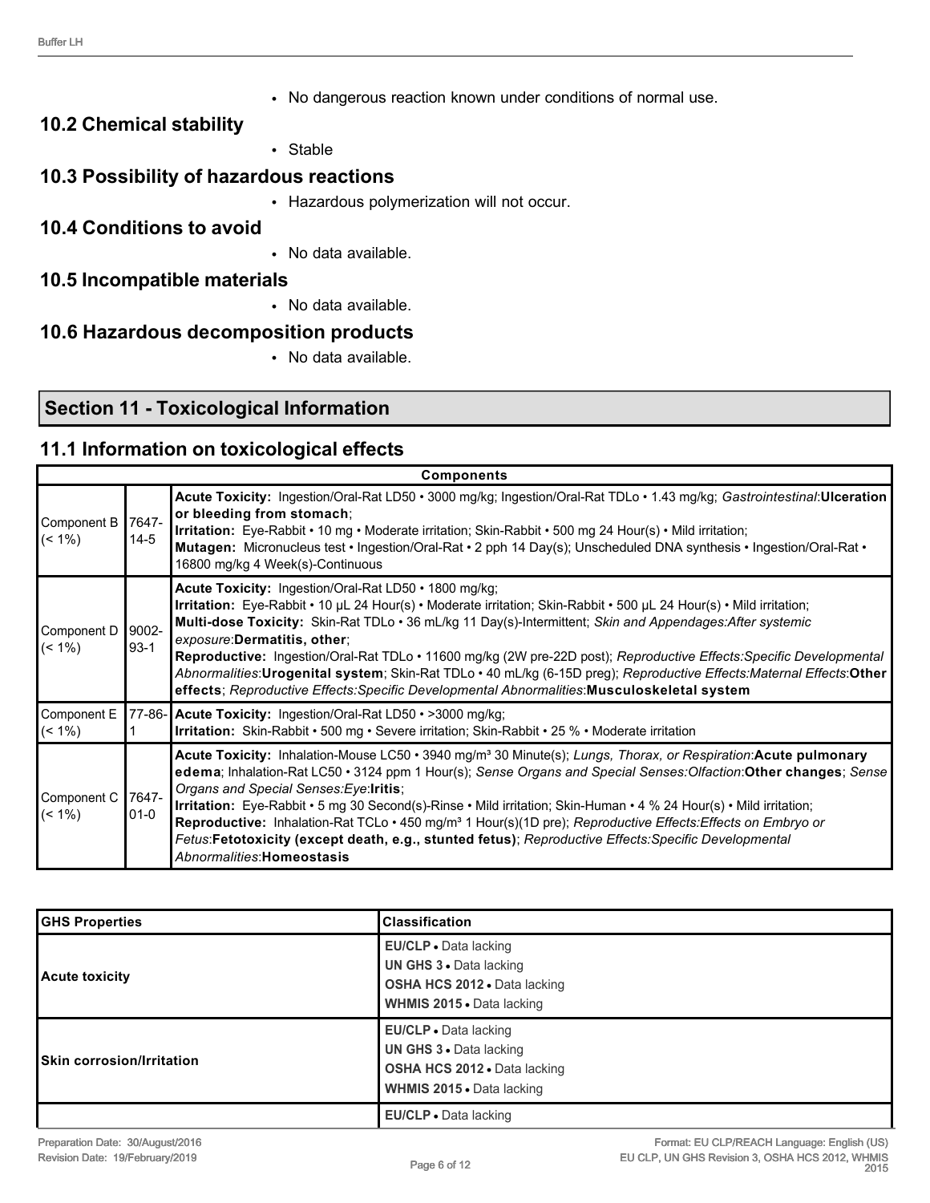- No dangerous reaction known under conditions of normal use.

## 10.2 Chemical stability

- Stable

## 10.3 Possibility of hazardous reactions

- Hazardous polymerization will not occur.

## 10.4 Conditions to avoid

- No data available.

## 10.5 Incompatible materials

- No data available.

## 10.6 Hazardous decomposition products

- No data available.

# Section 11 - Toxicological Information

## 11.1 Information on toxicological effects

| Components | | |
|---|---|---|
| Component B (< 1%) | 7647-14-5 | **Acute Toxicity:** Ingestion/Oral-Rat LD50 • 3000 mg/kg; Ingestion/Oral-Rat TDLo • 1.43 mg/kg; *Gastrointestinal*:**Ulceration or bleeding from stomach**; **Irritation:** Eye-Rabbit • 10 mg • Moderate irritation; Skin-Rabbit • 500 mg 24 Hour(s) • Mild irritation; **Mutagen:** Micronucleus test • Ingestion/Oral-Rat • 2 pph 14 Day(s); Unscheduled DNA synthesis • Ingestion/Oral-Rat • 16800 mg/kg 4 Week(s)-Continuous |
| Component D (< 1%) | 9002-93-1 | **Acute Toxicity:** Ingestion/Oral-Rat LD50 • 1800 mg/kg; **Irritation:** Eye-Rabbit • 10 µL 24 Hour(s) • Moderate irritation; Skin-Rabbit • 500 µL 24 Hour(s) • Mild irritation; **Multi-dose Toxicity:** Skin-Rat TDLo • 36 mL/kg 11 Day(s)-Intermittent; *Skin and Appendages:After systemic exposure*:**Dermatitis, other**; **Reproductive:** Ingestion/Oral-Rat TDLo • 11600 mg/kg (2W pre-22D post); *Reproductive Effects:Specific Developmental Abnormalities*:**Urogenital system**; Skin-Rat TDLo • 40 mL/kg (6-15D preg); *Reproductive Effects:Maternal Effects*:**Other effects**; *Reproductive Effects:Specific Developmental Abnormalities*:**Musculoskeletal system** |
| Component E (< 1%) | 77-86-1 | **Acute Toxicity:** Ingestion/Oral-Rat LD50 • >3000 mg/kg; **Irritation:** Skin-Rabbit • 500 mg • Severe irritation; Skin-Rabbit • 25 % • Moderate irritation |
| Component C (< 1%) | 7647-01-0 | **Acute Toxicity:** Inhalation-Mouse LC50 • 3940 mg/m³ 30 Minute(s); *Lungs, Thorax, or Respiration*:**Acute pulmonary edema**; Inhalation-Rat LC50 • 3124 ppm 1 Hour(s); *Sense Organs and Special Senses:Olfaction*:**Other changes**; *Sense Organs and Special Senses:Eye*:**Iritis**; **Irritation:** Eye-Rabbit • 5 mg 30 Second(s)-Rinse • Mild irritation; Skin-Human • 4 % 24 Hour(s) • Mild irritation; **Reproductive:** Inhalation-Rat TCLo • 450 mg/m³ 1 Hour(s)(1D pre); *Reproductive Effects:Effects on Embryo or Fetus*:**Fetotoxicity (except death, e.g., stunted fetus)**; *Reproductive Effects:Specific Developmental Abnormalities*:**Homeostasis** |

| GHS Properties | Classification |
|---|---|
| Acute toxicity | **EU/CLP** • Data lacking<br>**UN GHS 3** • Data lacking<br>**OSHA HCS 2012** • Data lacking<br>**WHMIS 2015** • Data lacking |
| Skin corrosion/Irritation | **EU/CLP** • Data lacking<br>**UN GHS 3** • Data lacking<br>**OSHA HCS 2012** • Data lacking<br>**WHMIS 2015** • Data lacking |
| | **EU/CLP** • Data lacking |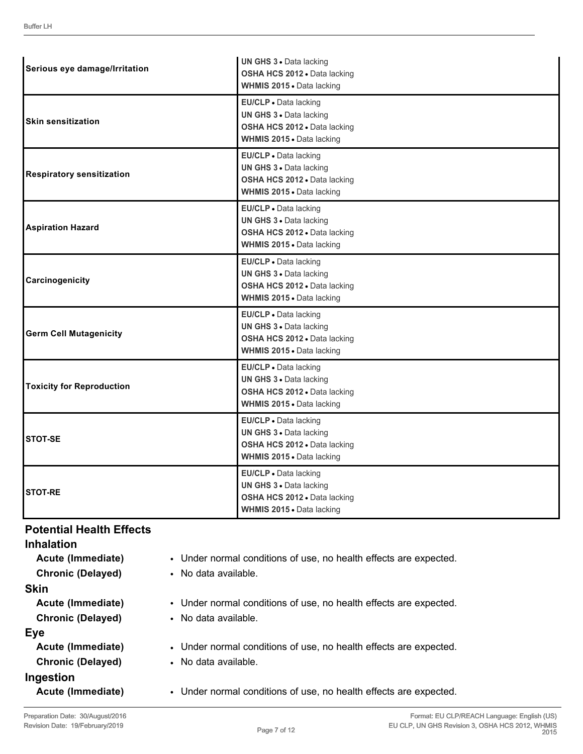| | |
|---|---|
| **Serious eye damage/Irritation** | **UN GHS 3** • Data lacking<br>**OSHA HCS 2012** • Data lacking<br>**WHMIS 2015** • Data lacking |
| **Skin sensitization** | **EU/CLP** • Data lacking<br>**UN GHS 3** • Data lacking<br>**OSHA HCS 2012** • Data lacking<br>**WHMIS 2015** • Data lacking |
| **Respiratory sensitization** | **EU/CLP** • Data lacking<br>**UN GHS 3** • Data lacking<br>**OSHA HCS 2012** • Data lacking<br>**WHMIS 2015** • Data lacking |
| **Aspiration Hazard** | **EU/CLP** • Data lacking<br>**UN GHS 3** • Data lacking<br>**OSHA HCS 2012** • Data lacking<br>**WHMIS 2015** • Data lacking |
| **Carcinogenicity** | **EU/CLP** • Data lacking<br>**UN GHS 3** • Data lacking<br>**OSHA HCS 2012** • Data lacking<br>**WHMIS 2015** • Data lacking |
| **Germ Cell Mutagenicity** | **EU/CLP** • Data lacking<br>**UN GHS 3** • Data lacking<br>**OSHA HCS 2012** • Data lacking<br>**WHMIS 2015** • Data lacking |
| **Toxicity for Reproduction** | **EU/CLP** • Data lacking<br>**UN GHS 3** • Data lacking<br>**OSHA HCS 2012** • Data lacking<br>**WHMIS 2015** • Data lacking |
| **STOT-SE** | **EU/CLP** • Data lacking<br>**UN GHS 3** • Data lacking<br>**OSHA HCS 2012** • Data lacking<br>**WHMIS 2015** • Data lacking |
| **STOT-RE** | **EU/CLP** • Data lacking<br>**UN GHS 3** • Data lacking<br>**OSHA HCS 2012** • Data lacking<br>**WHMIS 2015** • Data lacking |

## Potential Health Effects

### Inhalation

**Acute (Immediate)**
- Under normal conditions of use, no health effects are expected.

**Chronic (Delayed)**
- No data available.

### Skin

**Acute (Immediate)**
- Under normal conditions of use, no health effects are expected.

**Chronic (Delayed)**
- No data available.

### Eye

**Acute (Immediate)**
- Under normal conditions of use, no health effects are expected.

**Chronic (Delayed)**
- No data available.

### Ingestion

**Acute (Immediate)**
- Under normal conditions of use, no health effects are expected.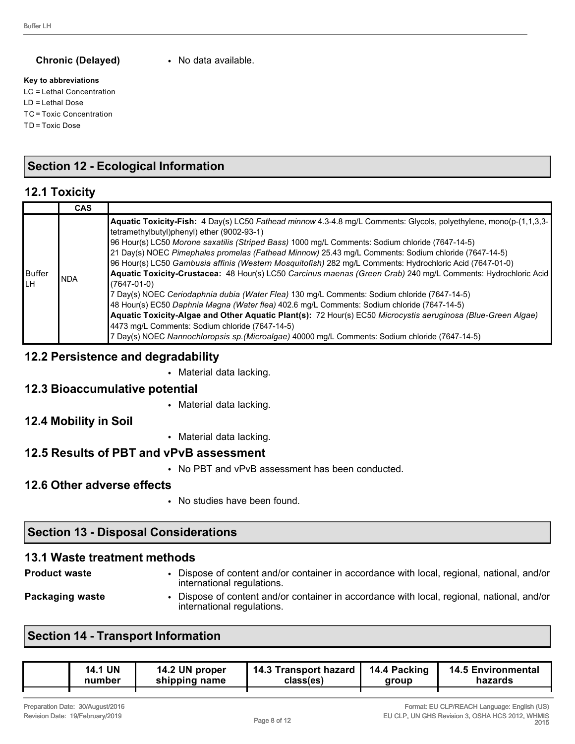**Chronic (Delayed)**
- No data available.

**Key to abbreviations**

LC = Lethal Concentration
LD = Lethal Dose
TC = Toxic Concentration
TD = Toxic Dose

## Section 12 - Ecological Information

### 12.1 Toxicity

| | CAS | |
|---|---|---|
| Buffer LH | NDA | **Aquatic Toxicity-Fish:** 4 Day(s) LC50 *Fathead minnow* 4.3-4.8 mg/L Comments: Glycols, polyethylene, mono(p-(1,1,3,3-tetramethylbutyl)phenyl) ether (9002-93-1)<br>96 Hour(s) LC50 *Morone saxatilis (Striped Bass)* 1000 mg/L Comments: Sodium chloride (7647-14-5)<br>21 Day(s) NOEC *Pimephales promelas (Fathead Minnow)* 25.43 mg/L Comments: Sodium chloride (7647-14-5)<br>96 Hour(s) LC50 *Gambusia affinis (Western Mosquitofish)* 282 mg/L Comments: Hydrochloric Acid (7647-01-0)<br>**Aquatic Toxicity-Crustacea:** 48 Hour(s) LC50 *Carcinus maenas (Green Crab)* 240 mg/L Comments: Hydrochloric Acid (7647-01-0)<br>7 Day(s) NOEC *Ceriodaphnia dubia (Water Flea)* 130 mg/L Comments: Sodium chloride (7647-14-5)<br>48 Hour(s) EC50 *Daphnia Magna (Water flea)* 402.6 mg/L Comments: Sodium chloride (7647-14-5)<br>**Aquatic Toxicity-Algae and Other Aquatic Plant(s):** 72 Hour(s) EC50 *Microcystis aeruginosa (Blue-Green Algae)* 4473 mg/L Comments: Sodium chloride (7647-14-5)<br>7 Day(s) NOEC *Nannochloropsis sp.(Microalgae)* 40000 mg/L Comments: Sodium chloride (7647-14-5) |

### 12.2 Persistence and degradability

- Material data lacking.

### 12.3 Bioaccumulative potential

- Material data lacking.

### 12.4 Mobility in Soil

- Material data lacking.

### 12.5 Results of PBT and vPvB assessment

- No PBT and vPvB assessment has been conducted.

### 12.6 Other adverse effects

- No studies have been found.

## Section 13 - Disposal Considerations

### 13.1 Waste treatment methods

**Product waste**
- Dispose of content and/or container in accordance with local, regional, national, and/or international regulations.

**Packaging waste**
- Dispose of content and/or container in accordance with local, regional, national, and/or international regulations.

## Section 14 - Transport Information

| | 14.1 UN number | 14.2 UN proper shipping name | 14.3 Transport hazard class(es) | 14.4 Packing group | 14.5 Environmental hazards |
|---|---|---|---|---|---|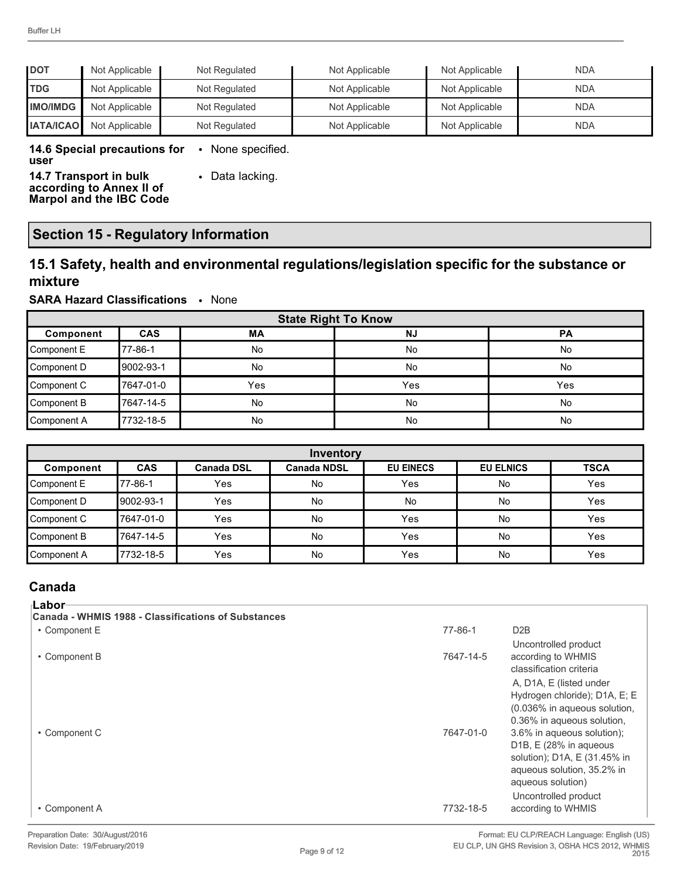| DOT | Not Applicable | Not Regulated | Not Applicable | Not Applicable | NDA |
|---|---|---|---|---|---|
| TDG | Not Applicable | Not Regulated | Not Applicable | Not Applicable | NDA |
| IMO/IMDG | Not Applicable | Not Regulated | Not Applicable | Not Applicable | NDA |
| IATA/ICAO | Not Applicable | Not Regulated | Not Applicable | Not Applicable | NDA |

**14.6 Special precautions for user**
- None specified.

**14.7 Transport in bulk according to Annex II of Marpol and the IBC Code**
- Data lacking.

## Section 15 - Regulatory Information

### 15.1 Safety, health and environmental regulations/legislation specific for the substance or mixture

**SARA Hazard Classifications** • None

| State Right To Know | | | | |
|---|---|---|---|---|
| **Component** | **CAS** | **MA** | **NJ** | **PA** |
| Component E | 77-86-1 | No | No | No |
| Component D | 9002-93-1 | No | No | No |
| Component C | 7647-01-0 | Yes | Yes | Yes |
| Component B | 7647-14-5 | No | No | No |
| Component A | 7732-18-5 | No | No | No |

| Inventory | | | | | | |
|---|---|---|---|---|---|---|
| **Component** | **CAS** | **Canada DSL** | **Canada NDSL** | **EU EINECS** | **EU ELNICS** | **TSCA** |
| Component E | 77-86-1 | Yes | No | Yes | No | Yes |
| Component D | 9002-93-1 | Yes | No | No | No | Yes |
| Component C | 7647-01-0 | Yes | No | Yes | No | Yes |
| Component B | 7647-14-5 | Yes | No | Yes | No | Yes |
| Component A | 7732-18-5 | Yes | No | Yes | No | Yes |

## Canada

**Labor**

**Canada - WHMIS 1988 - Classifications of Substances**

| | | |
|---|---|---|
| • Component E | 77-86-1 | D2B |
| • Component B | 7647-14-5 | Uncontrolled product according to WHMIS classification criteria |
| • Component C | 7647-01-0 | A, D1A, E (listed under Hydrogen chloride); D1A, E; E (0.036% in aqueous solution, 0.36% in aqueous solution, 3.6% in aqueous solution); D1B, E (28% in aqueous solution); D1A, E (31.45% in aqueous solution, 35.2% in aqueous solution) |
| • Component A | 7732-18-5 | Uncontrolled product according to WHMIS |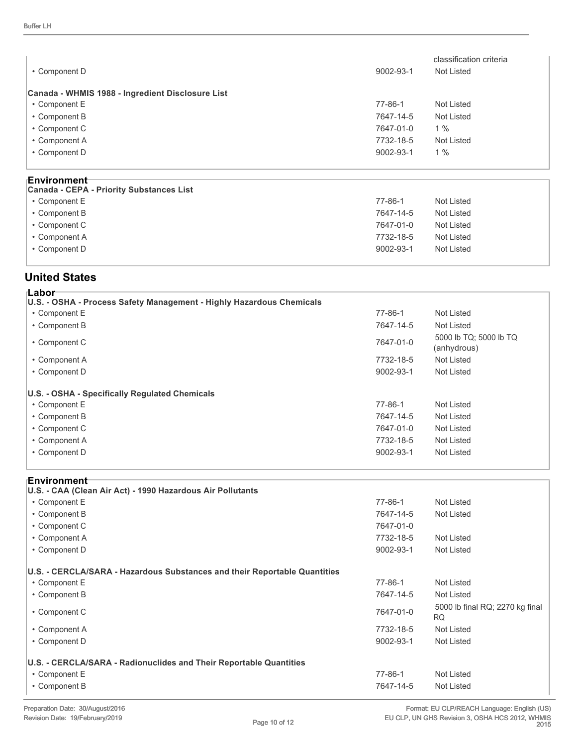| | | |
|---|---|---|
| | | classification criteria |
| • Component D | 9002-93-1 | Not Listed |

**Canada - WHMIS 1988 - Ingredient Disclosure List**

| | | |
|---|---|---|
| • Component E | 77-86-1 | Not Listed |
| • Component B | 7647-14-5 | Not Listed |
| • Component C | 7647-01-0 | 1 % |
| • Component A | 7732-18-5 | Not Listed |
| • Component D | 9002-93-1 | 1 % |

### Environment

**Canada - CEPA - Priority Substances List**

| | | |
|---|---|---|
| • Component E | 77-86-1 | Not Listed |
| • Component B | 7647-14-5 | Not Listed |
| • Component C | 7647-01-0 | Not Listed |
| • Component A | 7732-18-5 | Not Listed |
| • Component D | 9002-93-1 | Not Listed |

## United States

### Labor

**U.S. - OSHA - Process Safety Management - Highly Hazardous Chemicals**

| | | |
|---|---|---|
| • Component E | 77-86-1 | Not Listed |
| • Component B | 7647-14-5 | Not Listed |
| • Component C | 7647-01-0 | 5000 lb TQ; 5000 lb TQ (anhydrous) |
| • Component A | 7732-18-5 | Not Listed |
| • Component D | 9002-93-1 | Not Listed |

**U.S. - OSHA - Specifically Regulated Chemicals**

| | | |
|---|---|---|
| • Component E | 77-86-1 | Not Listed |
| • Component B | 7647-14-5 | Not Listed |
| • Component C | 7647-01-0 | Not Listed |
| • Component A | 7732-18-5 | Not Listed |
| • Component D | 9002-93-1 | Not Listed |

### Environment

**U.S. - CAA (Clean Air Act) - 1990 Hazardous Air Pollutants**

| | | |
|---|---|---|
| • Component E | 77-86-1 | Not Listed |
| • Component B | 7647-14-5 | Not Listed |
| • Component C | 7647-01-0 | |
| • Component A | 7732-18-5 | Not Listed |
| • Component D | 9002-93-1 | Not Listed |

**U.S. - CERCLA/SARA - Hazardous Substances and their Reportable Quantities**

| | | |
|---|---|---|
| • Component E | 77-86-1 | Not Listed |
| • Component B | 7647-14-5 | Not Listed |
| • Component C | 7647-01-0 | 5000 lb final RQ; 2270 kg final RQ |
| • Component A | 7732-18-5 | Not Listed |
| • Component D | 9002-93-1 | Not Listed |

**U.S. - CERCLA/SARA - Radionuclides and Their Reportable Quantities**

| | | |
|---|---|---|
| • Component E | 77-86-1 | Not Listed |
| • Component B | 7647-14-5 | Not Listed |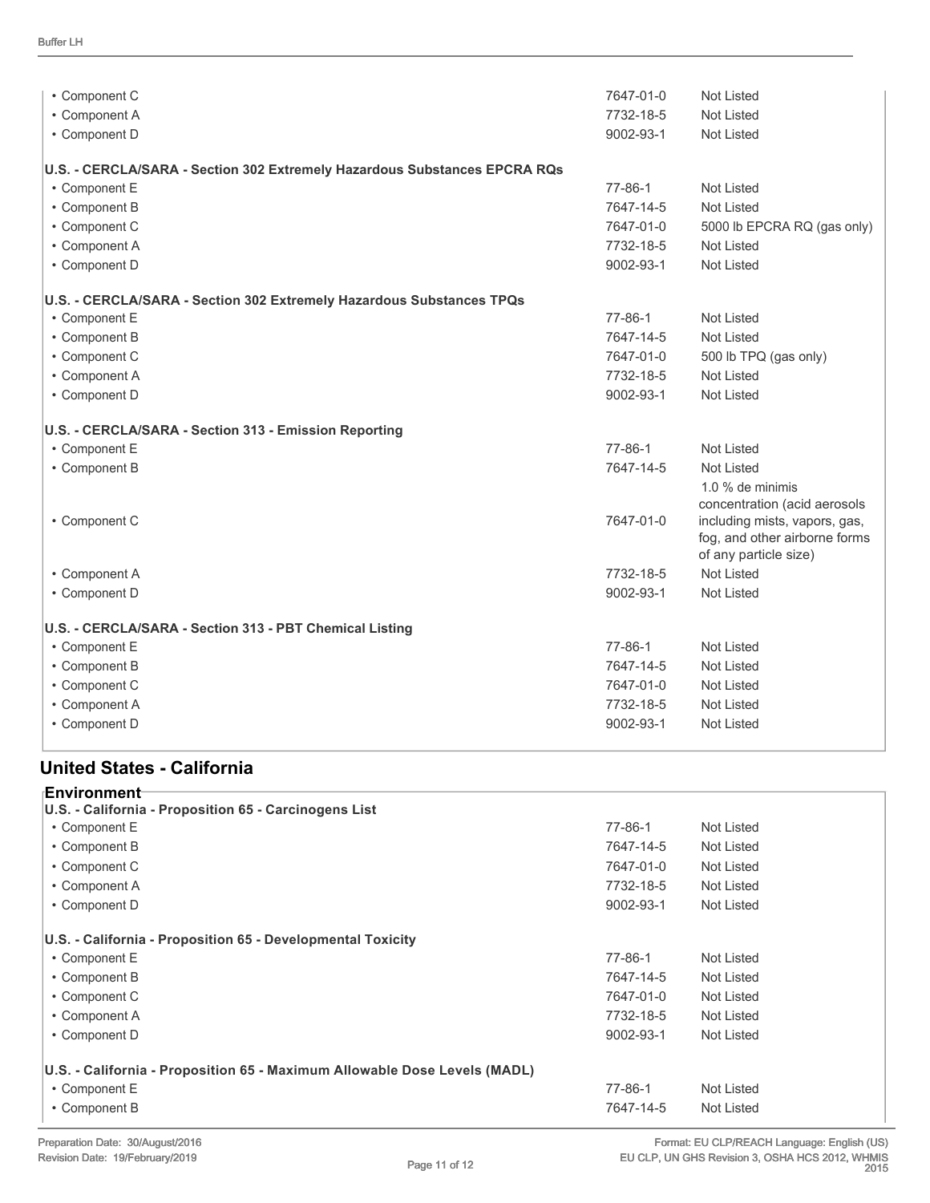| | | |
|---|---|---|
| • Component C | 7647-01-0 | Not Listed |
| • Component A | 7732-18-5 | Not Listed |
| • Component D | 9002-93-1 | Not Listed |

**U.S. - CERCLA/SARA - Section 302 Extremely Hazardous Substances EPCRA RQs**

| | | |
|---|---|---|
| • Component E | 77-86-1 | Not Listed |
| • Component B | 7647-14-5 | Not Listed |
| • Component C | 7647-01-0 | 5000 lb EPCRA RQ (gas only) |
| • Component A | 7732-18-5 | Not Listed |
| • Component D | 9002-93-1 | Not Listed |

**U.S. - CERCLA/SARA - Section 302 Extremely Hazardous Substances TPQs**

| | | |
|---|---|---|
| • Component E | 77-86-1 | Not Listed |
| • Component B | 7647-14-5 | Not Listed |
| • Component C | 7647-01-0 | 500 lb TPQ (gas only) |
| • Component A | 7732-18-5 | Not Listed |
| • Component D | 9002-93-1 | Not Listed |

**U.S. - CERCLA/SARA - Section 313 - Emission Reporting**

| | | |
|---|---|---|
| • Component E | 77-86-1 | Not Listed |
| • Component B | 7647-14-5 | Not Listed |
| • Component C | 7647-01-0 | 1.0 % de minimis concentration (acid aerosols including mists, vapors, gas, fog, and other airborne forms of any particle size) |
| • Component A | 7732-18-5 | Not Listed |
| • Component D | 9002-93-1 | Not Listed |

**U.S. - CERCLA/SARA - Section 313 - PBT Chemical Listing**

| | | |
|---|---|---|
| • Component E | 77-86-1 | Not Listed |
| • Component B | 7647-14-5 | Not Listed |
| • Component C | 7647-01-0 | Not Listed |
| • Component A | 7732-18-5 | Not Listed |
| • Component D | 9002-93-1 | Not Listed |

## United States - California

### Environment

**U.S. - California - Proposition 65 - Carcinogens List**

| | | |
|---|---|---|
| • Component E | 77-86-1 | Not Listed |
| • Component B | 7647-14-5 | Not Listed |
| • Component C | 7647-01-0 | Not Listed |
| • Component A | 7732-18-5 | Not Listed |
| • Component D | 9002-93-1 | Not Listed |

**U.S. - California - Proposition 65 - Developmental Toxicity**

| | | |
|---|---|---|
| • Component E | 77-86-1 | Not Listed |
| • Component B | 7647-14-5 | Not Listed |
| • Component C | 7647-01-0 | Not Listed |
| • Component A | 7732-18-5 | Not Listed |
| • Component D | 9002-93-1 | Not Listed |

**U.S. - California - Proposition 65 - Maximum Allowable Dose Levels (MADL)**

| | | |
|---|---|---|
| • Component E | 77-86-1 | Not Listed |
| • Component B | 7647-14-5 | Not Listed |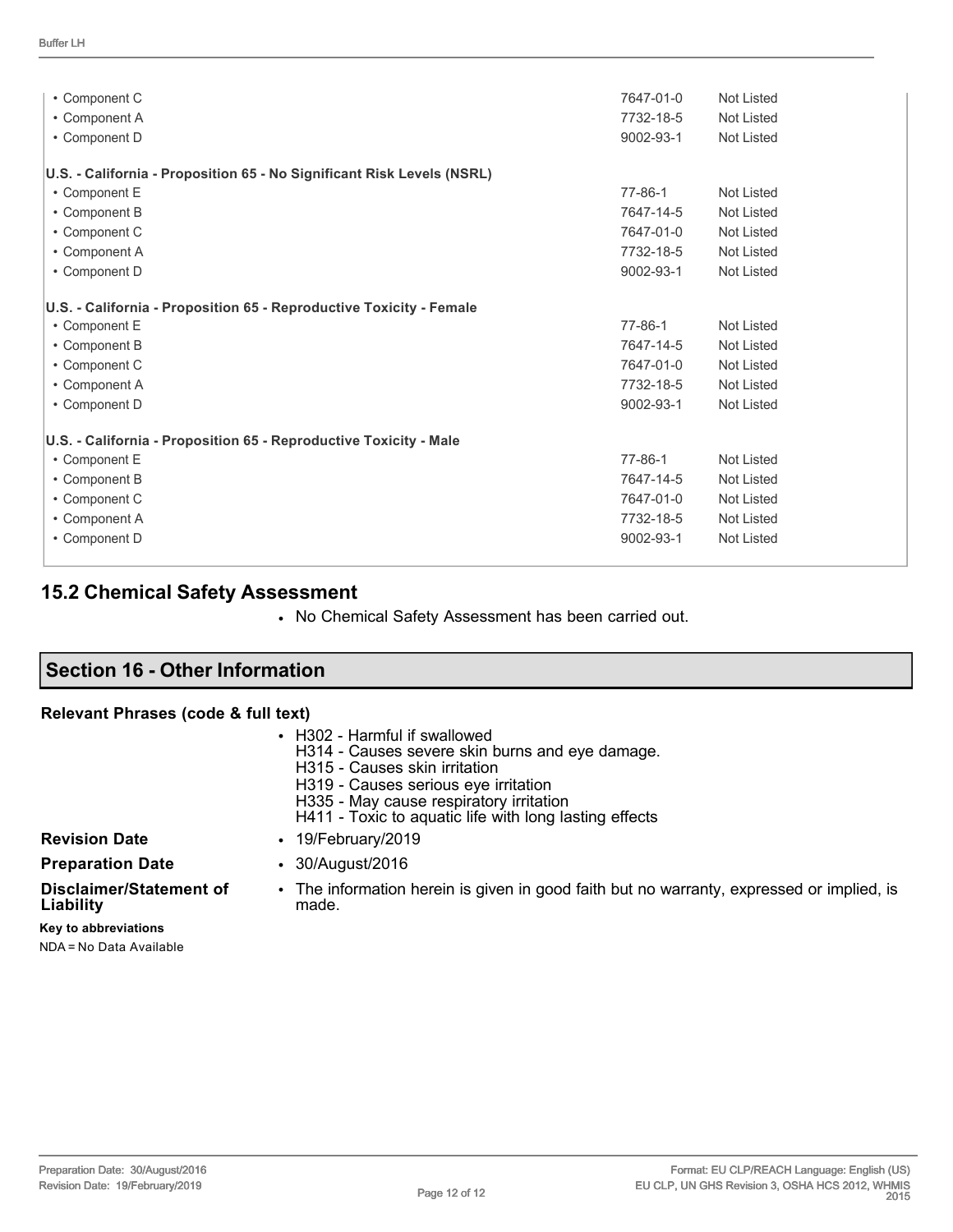| | | |
|---|---|---|
| • Component C | 7647-01-0 | Not Listed |
| • Component A | 7732-18-5 | Not Listed |
| • Component D | 9002-93-1 | Not Listed |
| **U.S. - California - Proposition 65 - No Significant Risk Levels (NSRL)** | | |
| • Component E | 77-86-1 | Not Listed |
| • Component B | 7647-14-5 | Not Listed |
| • Component C | 7647-01-0 | Not Listed |
| • Component A | 7732-18-5 | Not Listed |
| • Component D | 9002-93-1 | Not Listed |
| **U.S. - California - Proposition 65 - Reproductive Toxicity - Female** | | |
| • Component E | 77-86-1 | Not Listed |
| • Component B | 7647-14-5 | Not Listed |
| • Component C | 7647-01-0 | Not Listed |
| • Component A | 7732-18-5 | Not Listed |
| • Component D | 9002-93-1 | Not Listed |
| **U.S. - California - Proposition 65 - Reproductive Toxicity - Male** | | |
| • Component E | 77-86-1 | Not Listed |
| • Component B | 7647-14-5 | Not Listed |
| • Component C | 7647-01-0 | Not Listed |
| • Component A | 7732-18-5 | Not Listed |
| • Component D | 9002-93-1 | Not Listed |

## 15.2 Chemical Safety Assessment

- No Chemical Safety Assessment has been carried out.

## Section 16 - Other Information

**Relevant Phrases (code & full text)**

- H302 - Harmful if swallowed
  H314 - Causes severe skin burns and eye damage.
  H315 - Causes skin irritation
  H319 - Causes serious eye irritation
  H335 - May cause respiratory irritation
  H411 - Toxic to aquatic life with long lasting effects

**Revision Date**
- 19/February/2019

**Preparation Date**
- 30/August/2016

**Disclaimer/Statement of Liability**
- The information herein is given in good faith but no warranty, expressed or implied, is made.

**Key to abbreviations**

NDA = No Data Available